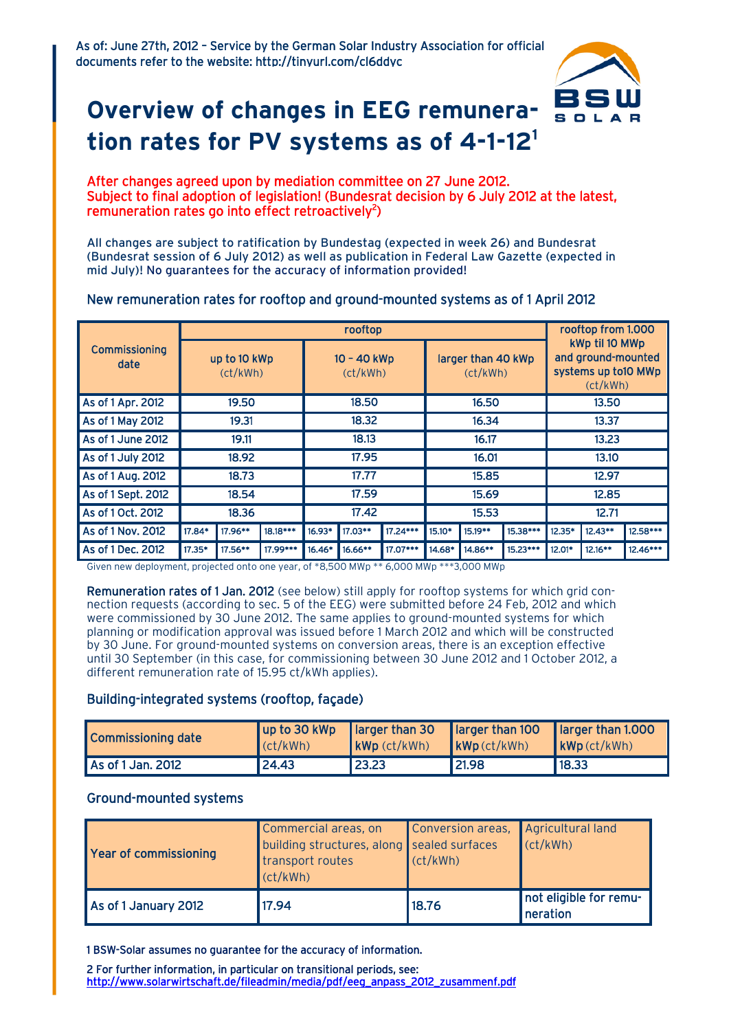As of: June 27th, 2012 – Service by the German Solar Industry Association for official documents refer to the website: http://tinyurl.com/cl6ddyc

# Overview of changes in EEG remuneration rates for PV systems as of 4-1-12[1]

**After changes agreed upon by mediation committee on 27 June 2012. Subject to final adoption of legislation! (Bundesrat decision by 6 July 2012 at the latest, remuneration rates go into effect retroactively[2])**

All changes are subject to ratification by Bundestag (expected in week 26) and Bundesrat (Bundesrat session of 6 July 2012) as well as publication in Federal Law Gazette (expected in mid July)! No guarantees for the accuracy of information provided!

## New remuneration rates for rooftop and ground-mounted systems as of 1 April 2012

| Commissioning date | rooftop | | | | | | | | | rooftop from 1.000 kWp til 10 MWp and ground-mounted systems up to10 MWp (ct/kWh) | | |
|---|---|---|---|---|---|---|---|---|---|---|---|---|
| | up to 10 kWp (ct/kWh) | | | 10 – 40 kWp (ct/kWh) | | | larger than 40 kWp (ct/kWh) | | | | | |
| As of 1 Apr. 2012 | 19.50 | | | 18.50 | | | 16.50 | | | 13.50 | | |
| As of 1 May 2012 | 19.31 | | | 18.32 | | | 16.34 | | | 13.37 | | |
| As of 1 June 2012 | 19.11 | | | 18.13 | | | 16.17 | | | 13.23 | | |
| As of 1 July 2012 | 18.92 | | | 17.95 | | | 16.01 | | | 13.10 | | |
| As of 1 Aug. 2012 | 18.73 | | | 17.77 | | | 15.85 | | | 12.97 | | |
| As of 1 Sept. 2012 | 18.54 | | | 17.59 | | | 15.69 | | | 12.85 | | |
| As of 1 Oct. 2012 | 18.36 | | | 17.42 | | | 15.53 | | | 12.71 | | |
| As of 1 Nov. 2012 | 17.84* | 17.96** | 18.18*** | 16.93* | 17.03** | 17.24*** | 15.10* | 15.19** | 15.38*** | 12.35* | 12.43** | 12.58*** |
| As of 1 Dec. 2012 | 17.35* | 17.56** | 17.99*** | 16.46* | 16.66** | 17.07*** | 14.68* | 14.86** | 15.23*** | 12.01* | 12.16** | 12.46*** |

Given new deployment, projected onto one year, of *8,500 MWp ** 6,000 MWp ***3,000 MWp

**Remuneration rates of 1 Jan. 2012** (see below) still apply for rooftop systems for which grid connection requests (according to sec. 5 of the EEG) were submitted before 24 Feb, 2012 and which were commissioned by 30 June 2012. The same applies to ground-mounted systems for which planning or modification approval was issued before 1 March 2012 and which will be constructed by 30 June. For ground-mounted systems on conversion areas, there is an exception effective until 30 September (in this case, for commissioning between 30 June 2012 and 1 October 2012, a different remuneration rate of 15.95 ct/kWh applies).

## Building-integrated systems (rooftop, façade)

| Commissioning date | up to 30 kWp (ct/kWh) | larger than 30 kWp (ct/kWh) | larger than 100 kWp (ct/kWh) | larger than 1.000 kWp (ct/kWh) |
|---|---|---|---|---|
| As of 1 Jan. 2012 | 24.43 | 23.23 | 21.98 | 18.33 |

## Ground-mounted systems

| Year of commissioning | Commercial areas, on building structures, along transport routes (ct/kWh) | Conversion areas, sealed surfaces (ct/kWh) | Agricultural land (ct/kWh) |
|---|---|---|---|
| As of 1 January 2012 | 17.94 | 18.76 | not eligible for remuneration |

1 BSW-Solar assumes no guarantee for the accuracy of information.

2 For further information, in particular on transitional periods, see: http://www.solarwirtschaft.de/fileadmin/media/pdf/eeg_anpass_2012_zusammenf.pdf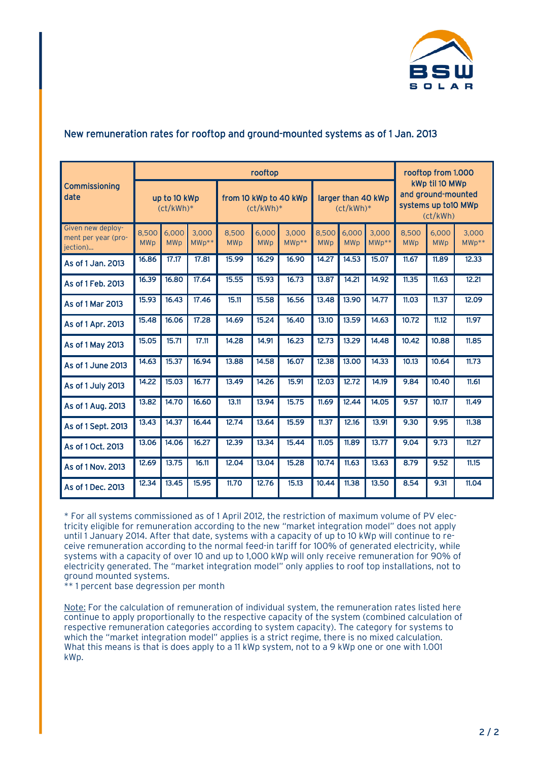## New remuneration rates for rooftop and ground-mounted systems as of 1 Jan. 2013

| Commissioning date | rooftop | | | | | | | | | rooftop from 1.000 kWp til 10 MWp and ground-mounted systems up to10 MWp (ct/kWh) | | |
|---|---|---|---|---|---|---|---|---|---|---|---|---|
| | up to 10 kWp (ct/kWh)* | | | from 10 kWp to 40 kWp (ct/kWh)* | | | larger than 40 kWp (ct/kWh)* | | | | | |
| Given new deployment per year (projection)... | 8,500 MWp | 6,000 MWp | 3,000 MWp** | 8,500 MWp | 6,000 MWp | 3,000 MWp** | 8,500 MWp | 6,000 MWp | 3,000 MWp** | 8,500 MWp | 6,000 MWp | 3,000 MWp** |
| As of 1 Jan. 2013 | 16.86 | 17.17 | 17.81 | 15.99 | 16.29 | 16.90 | 14.27 | 14.53 | 15.07 | 11.67 | 11.89 | 12.33 |
| As of 1 Feb. 2013 | 16.39 | 16.80 | 17.64 | 15.55 | 15.93 | 16.73 | 13.87 | 14.21 | 14.92 | 11.35 | 11.63 | 12.21 |
| As of 1 Mar 2013 | 15.93 | 16.43 | 17.46 | 15.11 | 15.58 | 16.56 | 13.48 | 13.90 | 14.77 | 11.03 | 11.37 | 12.09 |
| As of 1 Apr. 2013 | 15.48 | 16.06 | 17.28 | 14.69 | 15.24 | 16.40 | 13.10 | 13.59 | 14.63 | 10.72 | 11.12 | 11.97 |
| As of 1 May 2013 | 15.05 | 15.71 | 17.11 | 14.28 | 14.91 | 16.23 | 12.73 | 13.29 | 14.48 | 10.42 | 10.88 | 11.85 |
| As of 1 June 2013 | 14.63 | 15.37 | 16.94 | 13.88 | 14.58 | 16.07 | 12.38 | 13.00 | 14.33 | 10.13 | 10.64 | 11.73 |
| As of 1 July 2013 | 14.22 | 15.03 | 16.77 | 13.49 | 14.26 | 15.91 | 12.03 | 12.72 | 14.19 | 9.84 | 10.40 | 11.61 |
| As of 1 Aug. 2013 | 13.82 | 14.70 | 16.60 | 13.11 | 13.94 | 15.75 | 11.69 | 12.44 | 14.05 | 9.57 | 10.17 | 11.49 |
| As of 1 Sept. 2013 | 13.43 | 14.37 | 16.44 | 12.74 | 13.64 | 15.59 | 11.37 | 12.16 | 13.91 | 9.30 | 9.95 | 11.38 |
| As of 1 Oct. 2013 | 13.06 | 14.06 | 16.27 | 12.39 | 13.34 | 15.44 | 11.05 | 11.89 | 13.77 | 9.04 | 9.73 | 11.27 |
| As of 1 Nov. 2013 | 12.69 | 13.75 | 16.11 | 12.04 | 13.04 | 15.28 | 10.74 | 11.63 | 13.63 | 8.79 | 9.52 | 11.15 |
| As of 1 Dec. 2013 | 12.34 | 13.45 | 15.95 | 11.70 | 12.76 | 15.13 | 10.44 | 11.38 | 13.50 | 8.54 | 9.31 | 11.04 |

* For all systems commissioned as of 1 April 2012, the restriction of maximum volume of PV electricity eligible for remuneration according to the new "market integration model" does not apply until 1 January 2014. After that date, systems with a capacity of up to 10 kWp will continue to receive remuneration according to the normal feed-in tariff for 100% of generated electricity, while systems with a capacity of over 10 and up to 1,000 kWp will only receive remuneration for 90% of electricity generated. The "market integration model" only applies to roof top installations, not to ground mounted systems.

** 1 percent base degression per month

Note: For the calculation of remuneration of individual system, the remuneration rates listed here continue to apply proportionally to the respective capacity of the system (combined calculation of respective remuneration categories according to system capacity). The category for systems to which the "market integration model" applies is a strict regime, there is no mixed calculation. What this means is that is does apply to a 11 kWp system, not to a 9 kWp one or one with 1.001 kWp.